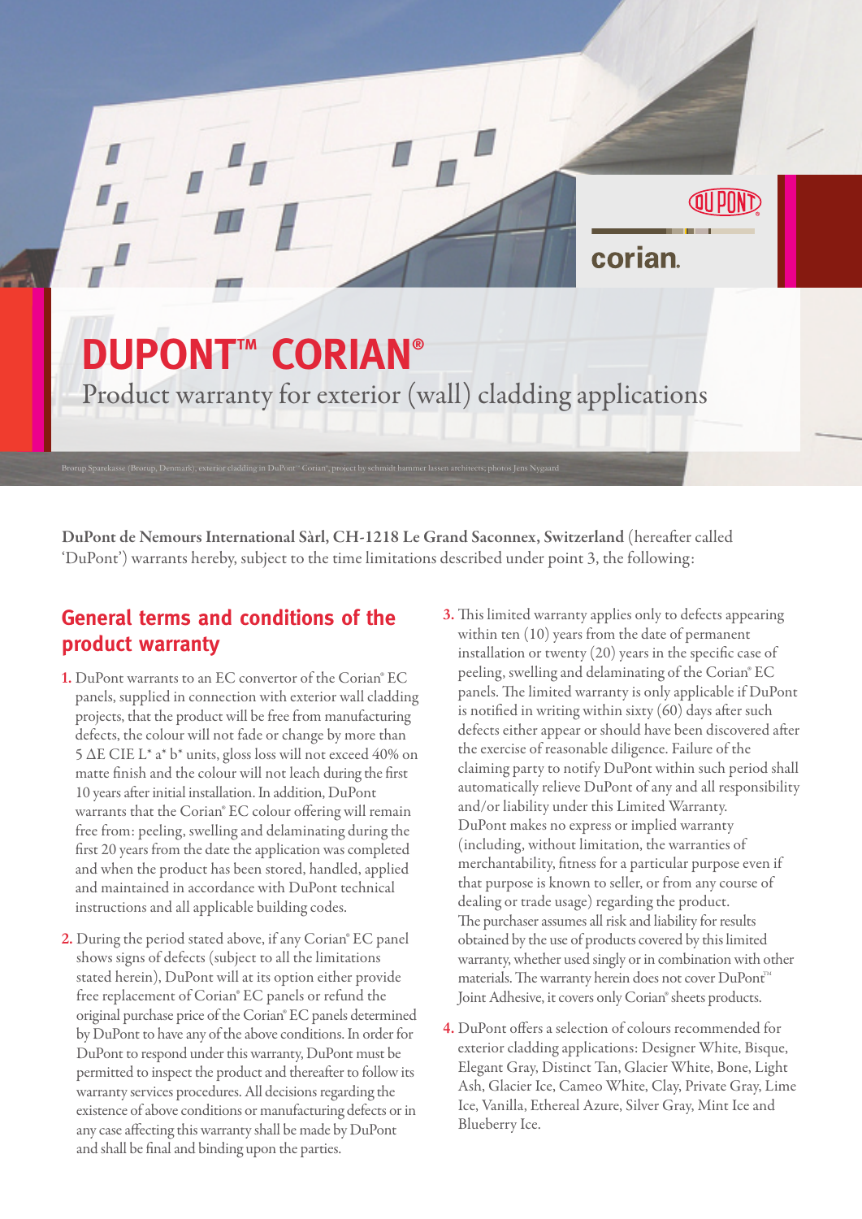# DUPONT™ CORIAN®

Product warranty for exterior (wall) cladding applications

Brorup Sparekasse (Brorup, Denmark), exterior cladding in DuPont™ Corian®, project by schmidt hammer lassen architects, photos Jens Nygaard

**DuPont de Nemours International Sàrl, CH-1218 Le Grand Saconnex, Switzerland** (hereafter called 'DuPont') warrants hereby, subject to the time limitations described under point 3, the following:

## General terms and conditions of the product warranty

1. DuPont warrants to an EC convertor of the Corian® EC panels, supplied in connection with exterior wall cladding projects, that the product will be free from manufacturing defects, the colour will not fade or change by more than 5 ΔE CIE L* a* b* units, gloss loss will not exceed 40% on matte finish and the colour will not leach during the first 10 years after initial installation. In addition, DuPont warrants that the Corian® EC colour offering will remain free from: peeling, swelling and delaminating during the first 20 years from the date the application was completed and when the product has been stored, handled, applied and maintained in accordance with DuPont technical instructions and all applicable building codes.

2. During the period stated above, if any Corian® EC panel shows signs of defects (subject to all the limitations stated herein), DuPont will at its option either provide free replacement of Corian® EC panels or refund the original purchase price of the Corian® EC panels determined by DuPont to have any of the above conditions. In order for DuPont to respond under this warranty, DuPont must be permitted to inspect the product and thereafter to follow its warranty services procedures. All decisions regarding the existence of above conditions or manufacturing defects or in any case affecting this warranty shall be made by DuPont and shall be final and binding upon the parties.

3. This limited warranty applies only to defects appearing within ten (10) years from the date of permanent installation or twenty (20) years in the specific case of peeling, swelling and delaminating of the Corian® EC panels. The limited warranty is only applicable if DuPont is notified in writing within sixty (60) days after such defects either appear or should have been discovered after the exercise of reasonable diligence. Failure of the claiming party to notify DuPont within such period shall automatically relieve DuPont of any and all responsibility and/or liability under this Limited Warranty.
DuPont makes no express or implied warranty (including, without limitation, the warranties of merchantability, fitness for a particular purpose even if that purpose is known to seller, or from any course of dealing or trade usage) regarding the product.
The purchaser assumes all risk and liability for results obtained by the use of products covered by this limited warranty, whether used singly or in combination with other materials. The warranty herein does not cover DuPont™ Joint Adhesive, it covers only Corian® sheets products.

4. DuPont offers a selection of colours recommended for exterior cladding applications: Designer White, Bisque, Elegant Gray, Distinct Tan, Glacier White, Bone, Light Ash, Glacier Ice, Cameo White, Clay, Private Gray, Lime Ice, Vanilla, Ethereal Azure, Silver Gray, Mint Ice and Blueberry Ice.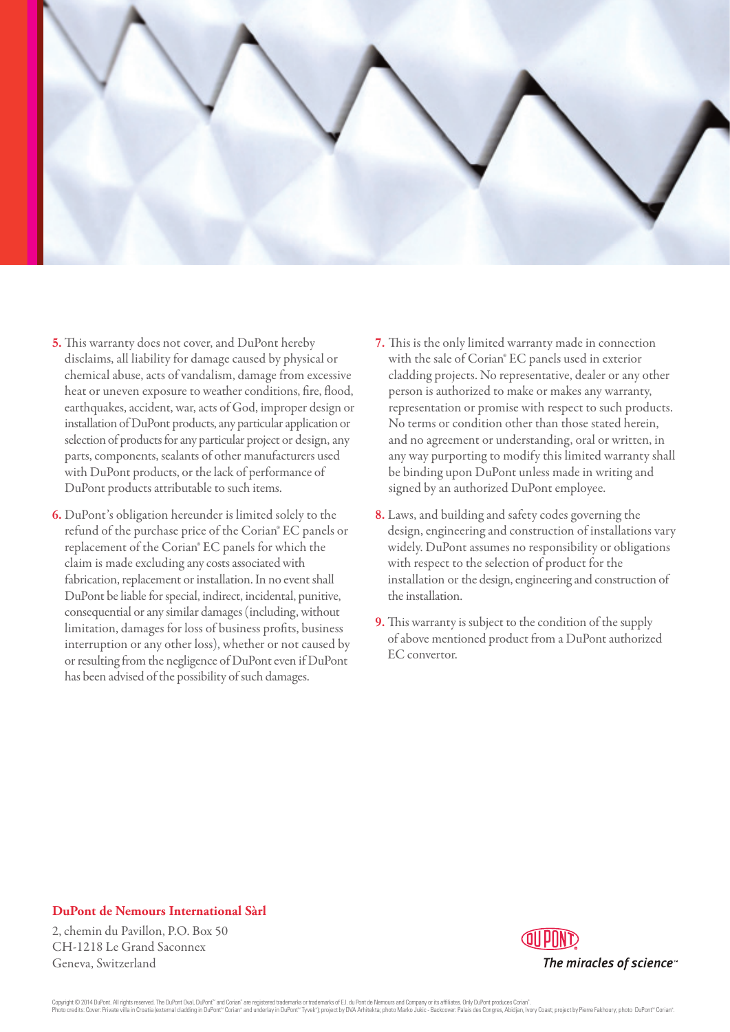5. This warranty does not cover, and DuPont hereby disclaims, all liability for damage caused by physical or chemical abuse, acts of vandalism, damage from excessive heat or uneven exposure to weather conditions, fire, flood, earthquakes, accident, war, acts of God, improper design or installation of DuPont products, any particular application or selection of products for any particular project or design, any parts, components, sealants of other manufacturers used with DuPont products, or the lack of performance of DuPont products attributable to such items.

6. DuPont's obligation hereunder is limited solely to the refund of the purchase price of the Corian® EC panels or replacement of the Corian® EC panels for which the claim is made excluding any costs associated with fabrication, replacement or installation. In no event shall DuPont be liable for special, indirect, incidental, punitive, consequential or any similar damages (including, without limitation, damages for loss of business profits, business interruption or any other loss), whether or not caused by or resulting from the negligence of DuPont even if DuPont has been advised of the possibility of such damages.

7. This is the only limited warranty made in connection with the sale of Corian® EC panels used in exterior cladding projects. No representative, dealer or any other person is authorized to make or makes any warranty, representation or promise with respect to such products. No terms or condition other than those stated herein, and no agreement or understanding, oral or written, in any way purporting to modify this limited warranty shall be binding upon DuPont unless made in writing and signed by an authorized DuPont employee.

8. Laws, and building and safety codes governing the design, engineering and construction of installations vary widely. DuPont assumes no responsibility or obligations with respect to the selection of product for the installation or the design, engineering and construction of the installation.

9. This warranty is subject to the condition of the supply of above mentioned product from a DuPont authorized EC convertor.

**DuPont de Nemours International Sàrl**

2, chemin du Pavillon, P.O. Box 50
CH-1218 Le Grand Saconnex
Geneva, Switzerland

DUPONT
*The miracles of science™*

Copyright © 2014 DuPont. All rights reserved. The DuPont Oval, DuPont™ and Corian® are registered trademarks or trademarks of E.I. du Pont de Nemours and Company or its affiliates. Only DuPont produces Corian®.
Photo credits: Cover: Private villa in Croatia (external cladding in DuPont™ Corian® and underlay in DuPont™ Tyvek®); project by DVA Arhitekta; photo Marko Jukic - Backcover: Palais des Congres, Abidjan, Ivory Coast; project by Pierre Fakhoury; photo DuPont™ Corian®.